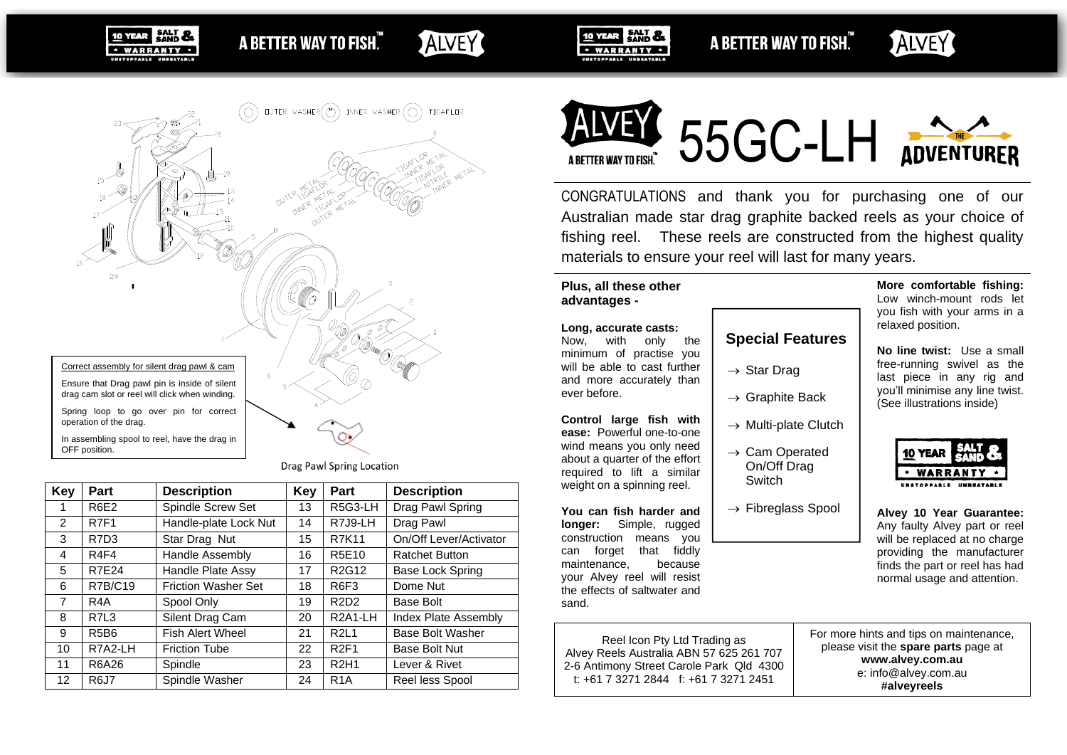# ALVEY 55GC-LH — THE ADVENTURER

A BETTER WAY TO FISH.™

Correct assembly for silent drag pawl & cam

Ensure that Drag pawl pin is inside of silent drag cam slot or reel will click when winding.

Spring loop to go over pin for correct operation of the drag.

In assembling spool to reel, have the drag in OFF position.

Drag Pawl Spring Location

| Key | Part | Description | Key | Part | Description |
|---|---|---|---|---|---|
| 1 | R6E2 | Spindle Screw Set | 13 | R5G3-LH | Drag Pawl Spring |
| 2 | R7F1 | Handle-plate Lock Nut | 14 | R7J9-LH | Drag Pawl |
| 3 | R7D3 | Star Drag Nut | 15 | R7K11 | On/Off Lever/Activator |
| 4 | R4F4 | Handle Assembly | 16 | R5E10 | Ratchet Button |
| 5 | R7E24 | Handle Plate Assy | 17 | R2G12 | Base Lock Spring |
| 6 | R7B/C19 | Friction Washer Set | 18 | R6F3 | Dome Nut |
| 7 | R4A | Spool Only | 19 | R2D2 | Base Bolt |
| 8 | R7L3 | Silent Drag Cam | 20 | R2A1-LH | Index Plate Assembly |
| 9 | R5B6 | Fish Alert Wheel | 21 | R2L1 | Base Bolt Washer |
| 10 | R7A2-LH | Friction Tube | 22 | R2F1 | Base Bolt Nut |
| 11 | R6A26 | Spindle | 23 | R2H1 | Lever & Rivet |
| 12 | R6J7 | Spindle Washer | 24 | R1A | Reel less Spool |

CONGRATULATIONS and thank you for purchasing one of our Australian made star drag graphite backed reels as your choice of fishing reel. These reels are constructed from the highest quality materials to ensure your reel will last for many years.

**Plus, all these other advantages -**

**Long, accurate casts:** Now, with only the minimum of practise you will be able to cast further and more accurately than ever before.

**Control large fish with ease:** Powerful one-to-one wind means you only need about a quarter of the effort required to lift a similar weight on a spinning reel.

**You can fish harder and longer:** Simple, rugged construction means you can forget that fiddly maintenance, because your Alvey reel will resist the effects of saltwater and sand.

## Special Features

- → Star Drag
- → Graphite Back
- → Multi-plate Clutch
- → Cam Operated On/Off Drag Switch
- → Fibreglass Spool

**More comfortable fishing:** Low winch-mount rods let you fish with your arms in a relaxed position.

**No line twist:** Use a small free-running swivel as the last piece in any rig and you'll minimise any line twist. (See illustrations inside)

10 YEAR SALT & SAND WARRANTY — UNSTOPPABLE UNBEATABLE

**Alvey 10 Year Guarantee:** Any faulty Alvey part or reel will be replaced at no charge providing the manufacturer finds the part or reel has had normal usage and attention.

Reel Icon Pty Ltd Trading as
Alvey Reels Australia ABN 57 625 261 707
2-6 Antimony Street Carole Park Qld 4300
t: +61 7 3271 2844 f: +61 7 3271 2451

For more hints and tips on maintenance, please visit the **spare parts** page at
**www.alvey.com.au**
e: info@alvey.com.au
**#alveyreels**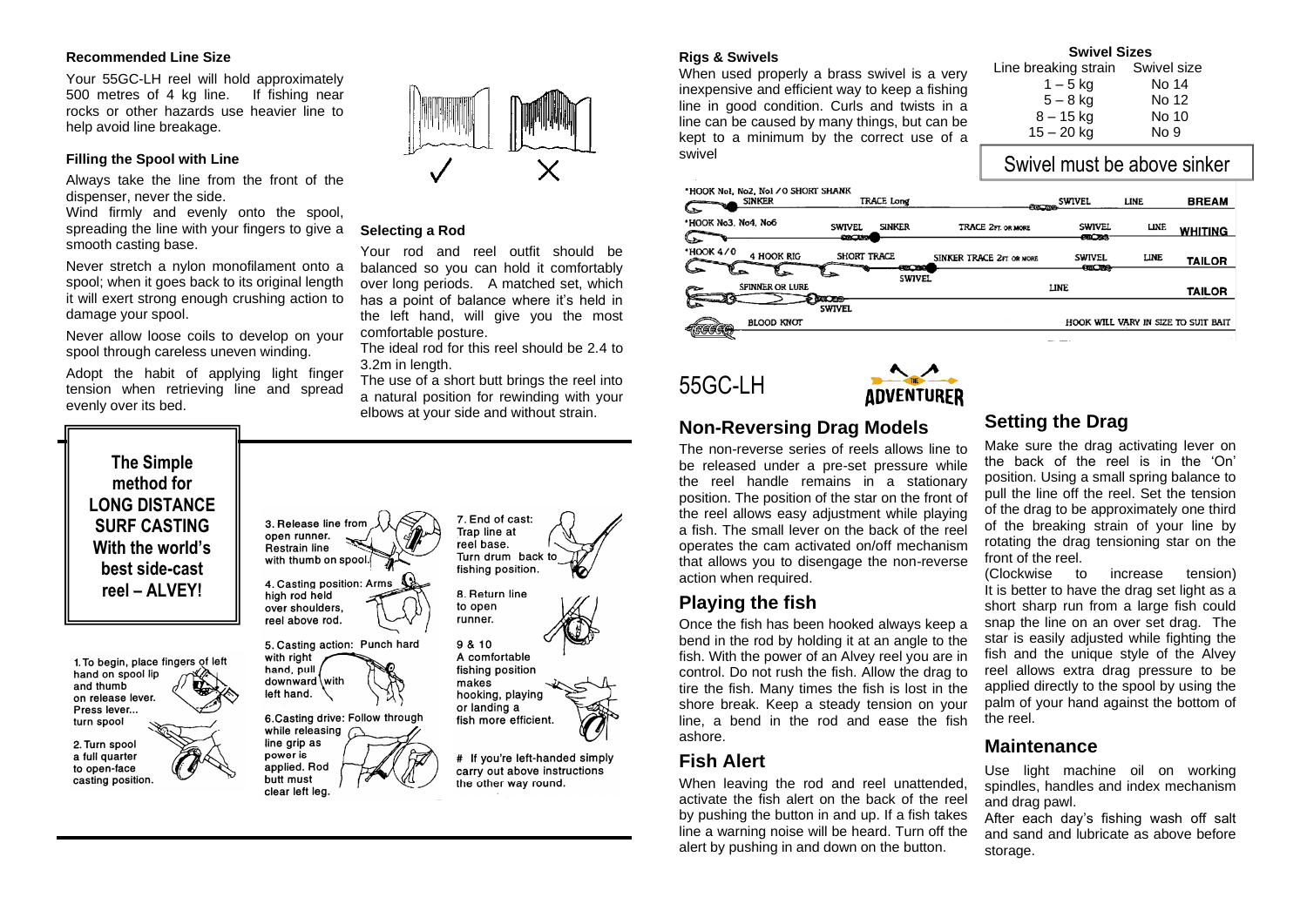### Recommended Line Size

Your 55GC-LH reel will hold approximately 500 metres of 4 kg line. If fishing near rocks or other hazards use heavier line to help avoid line breakage.

### Filling the Spool with Line

Always take the line from the front of the dispenser, never the side.

Wind firmly and evenly onto the spool, spreading the line with your fingers to give a smooth casting base.

Never stretch a nylon monofilament onto a spool; when it goes back to its original length it will exert strong enough crushing action to damage your spool.

Never allow loose coils to develop on your spool through careless uneven winding.

Adopt the habit of applying light finger tension when retrieving line and spread evenly over its bed.

✓ ✗

### Selecting a Rod

Your rod and reel outfit should be balanced so you can hold it comfortably over long periods. A matched set, which has a point of balance where it's held in the left hand, will give you the most comfortable posture.

The ideal rod for this reel should be 2.4 to 3.2m in length.

The use of a short butt brings the reel into a natural position for rewinding with your elbows at your side and without strain.

**The Simple method for LONG DISTANCE SURF CASTING With the world's best side-cast reel – ALVEY!**

1. To begin, place fingers of left hand on spool lip and thumb on release lever. Press lever... turn spool
2. Turn spool a full quarter to open-face casting position.
3. Release line from open runner. Restrain line with thumb on spool.
4. Casting position: Arms high rod held over shoulders, reel above rod.
5. Casting action: Punch hard with right hand, pull downward with left hand.
6. Casting drive: Follow through while releasing line grip as power is applied. Rod butt must clear left leg.
7. End of cast: Trap line at reel base. Turn drum back to fishing position.
8. Return line to open runner.

9 & 10 A comfortable fishing position makes hooking, playing or landing a fish more efficient.

# If you're left-handed simply carry out above instructions the other way round.

### Rigs & Swivels

When used properly a brass swivel is a very inexpensive and efficient way to keep a fishing line in good condition. Curls and twists in a line can be caused by many things, but can be kept to a minimum by the correct use of a swivel

**Swivel Sizes**

| Line breaking strain | Swivel size |
|---|---|
| 1 – 5 kg | No 14 |
| 5 – 8 kg | No 12 |
| 8 – 15 kg | No 10 |
| 15 – 20 kg | No 9 |

Swivel must be above sinker

*HOOK No1, No2, No1 / 0 SHORT SHANK — SINKER — TRACE Long — SWIVEL — LINE — BREAM

*HOOK No3, No4, No6 — SWIVEL — SINKER — TRACE 2FT. OR MORE — SWIVEL — LINE — WHITING

*HOOK 4/0 — 4 HOOK RIG — SHORT TRACE — SWIVEL — SINKER TRACE 2FT OR MORE — SWIVEL — LINE — TAILOR

SPINNER OR LURE — SWIVEL — LINE — TAILOR

BLOOD KNOT — HOOK WILL VARY IN SIZE TO SUIT BAIT

55GC-LH

THE ADVENTURER

## Non-Reversing Drag Models

The non-reverse series of reels allows line to be released under a pre-set pressure while the reel handle remains in a stationary position. The position of the star on the front of the reel allows easy adjustment while playing a fish. The small lever on the back of the reel operates the cam activated on/off mechanism that allows you to disengage the non-reverse action when required.

## Playing the fish

Once the fish has been hooked always keep a bend in the rod by holding it at an angle to the fish. With the power of an Alvey reel you are in control. Do not rush the fish. Allow the drag to tire the fish. Many times the fish is lost in the shore break. Keep a steady tension on your line, a bend in the rod and ease the fish ashore.

## Fish Alert

When leaving the rod and reel unattended, activate the fish alert on the back of the reel by pushing the button in and up. If a fish takes line a warning noise will be heard. Turn off the alert by pushing in and down on the button.

## Setting the Drag

Make sure the drag activating lever on the back of the reel is in the 'On' position. Using a small spring balance to pull the line off the reel. Set the tension of the drag to be approximately one third of the breaking strain of your line by rotating the drag tensioning star on the front of the reel.

(Clockwise to increase tension)

It is better to have the drag set light as a short sharp run from a large fish could snap the line on an over set drag. The star is easily adjusted while fighting the fish and the unique style of the Alvey reel allows extra drag pressure to be applied directly to the spool by using the palm of your hand against the bottom of the reel.

## Maintenance

Use light machine oil on working spindles, handles and index mechanism and drag pawl.

After each day's fishing wash off salt and sand and lubricate as above before storage.